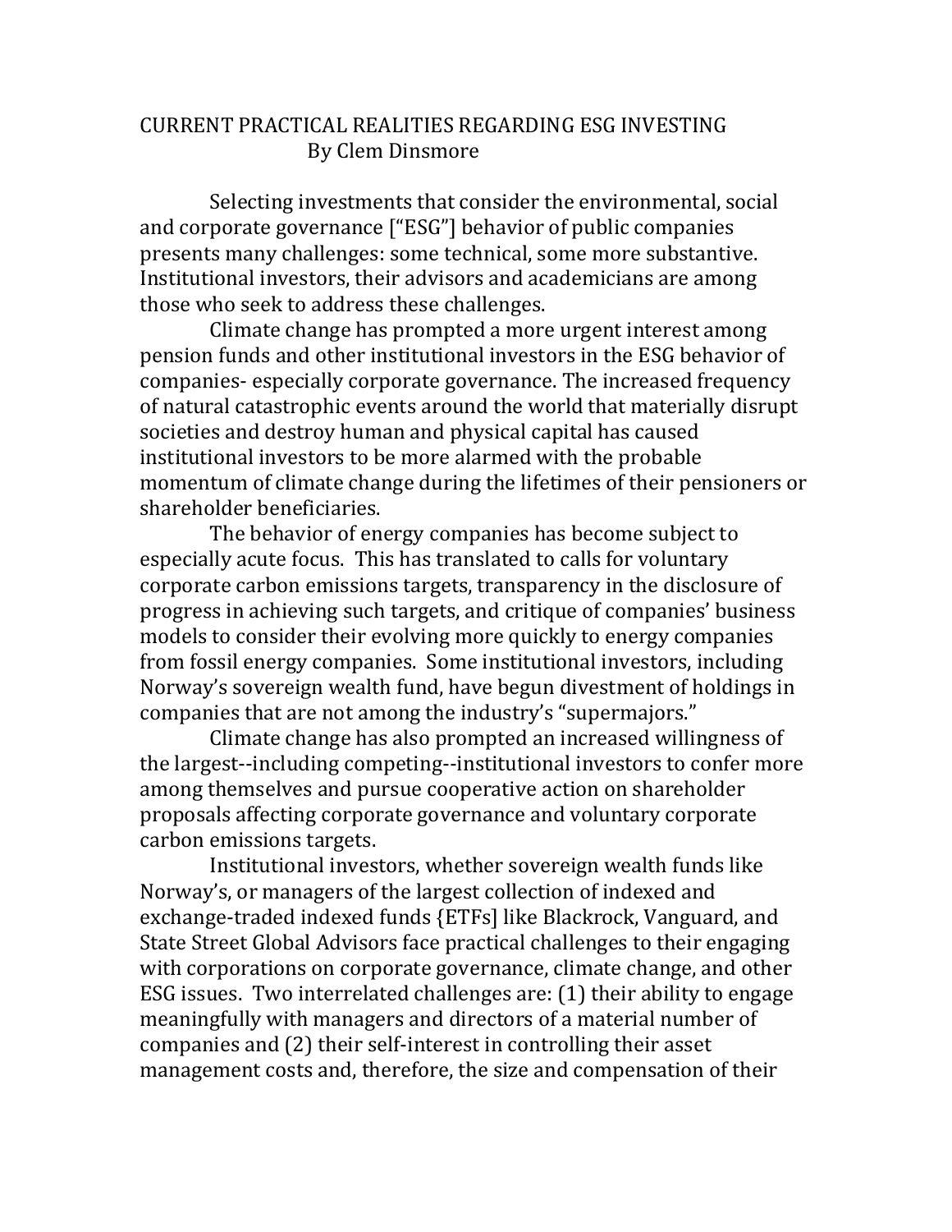# CURRENT PRACTICAL REALITIES REGARDING ESG INVESTING

By Clem Dinsmore

Selecting investments that consider the environmental, social and corporate governance ["ESG"] behavior of public companies presents many challenges: some technical, some more substantive. Institutional investors, their advisors and academicians are among those who seek to address these challenges.

Climate change has prompted a more urgent interest among pension funds and other institutional investors in the ESG behavior of companies- especially corporate governance. The increased frequency of natural catastrophic events around the world that materially disrupt societies and destroy human and physical capital has caused institutional investors to be more alarmed with the probable momentum of climate change during the lifetimes of their pensioners or shareholder beneficiaries.

The behavior of energy companies has become subject to especially acute focus. This has translated to calls for voluntary corporate carbon emissions targets, transparency in the disclosure of progress in achieving such targets, and critique of companies' business models to consider their evolving more quickly to energy companies from fossil energy companies. Some institutional investors, including Norway's sovereign wealth fund, have begun divestment of holdings in companies that are not among the industry's "supermajors."

Climate change has also prompted an increased willingness of the largest--including competing--institutional investors to confer more among themselves and pursue cooperative action on shareholder proposals affecting corporate governance and voluntary corporate carbon emissions targets.

Institutional investors, whether sovereign wealth funds like Norway's, or managers of the largest collection of indexed and exchange-traded indexed funds {ETFs] like Blackrock, Vanguard, and State Street Global Advisors face practical challenges to their engaging with corporations on corporate governance, climate change, and other ESG issues. Two interrelated challenges are: (1) their ability to engage meaningfully with managers and directors of a material number of companies and (2) their self-interest in controlling their asset management costs and, therefore, the size and compensation of their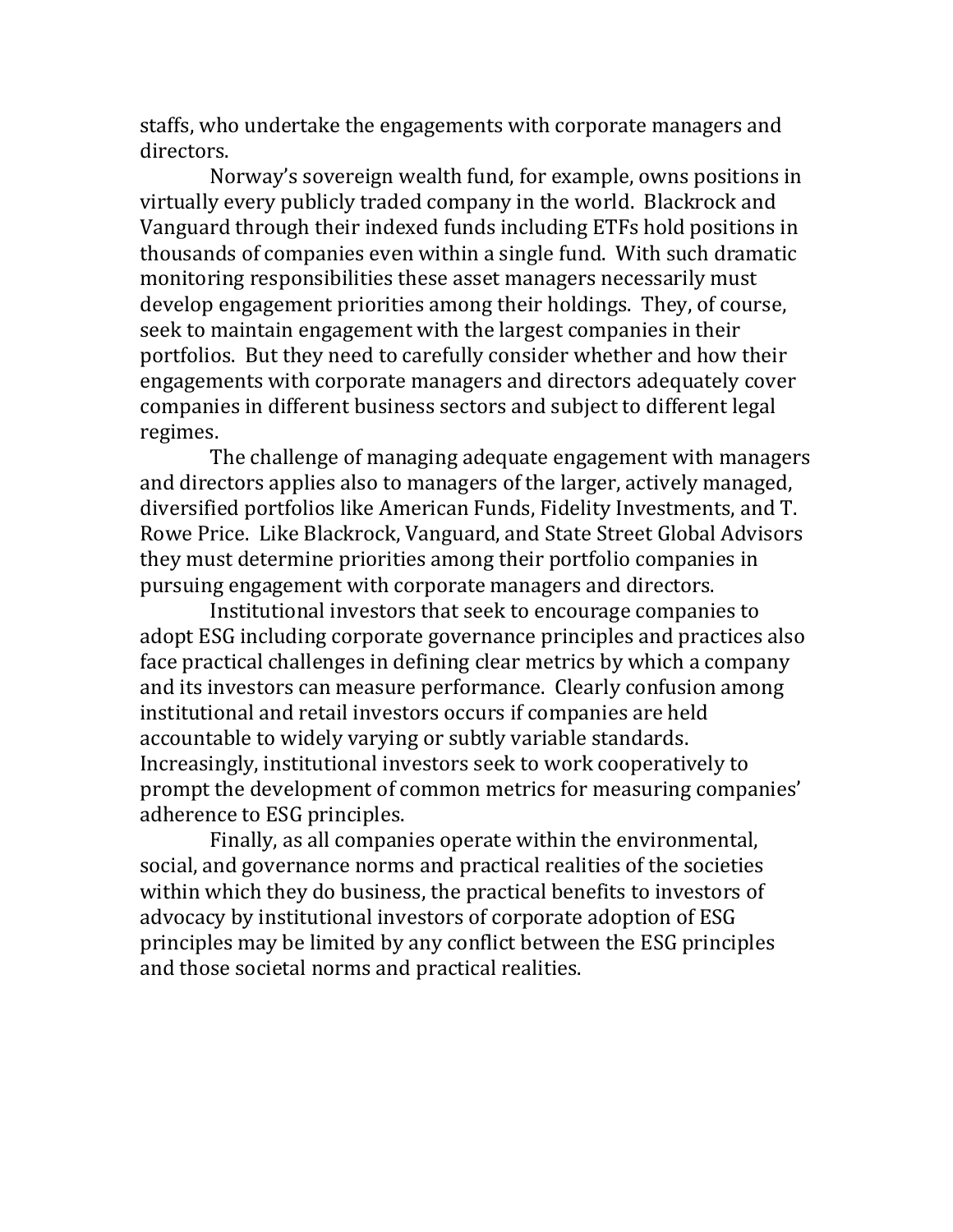staffs, who undertake the engagements with corporate managers and directors.

Norway's sovereign wealth fund, for example, owns positions in virtually every publicly traded company in the world. Blackrock and Vanguard through their indexed funds including ETFs hold positions in thousands of companies even within a single fund. With such dramatic monitoring responsibilities these asset managers necessarily must develop engagement priorities among their holdings. They, of course, seek to maintain engagement with the largest companies in their portfolios. But they need to carefully consider whether and how their engagements with corporate managers and directors adequately cover companies in different business sectors and subject to different legal regimes.

The challenge of managing adequate engagement with managers and directors applies also to managers of the larger, actively managed, diversified portfolios like American Funds, Fidelity Investments, and T. Rowe Price. Like Blackrock, Vanguard, and State Street Global Advisors they must determine priorities among their portfolio companies in pursuing engagement with corporate managers and directors.

Institutional investors that seek to encourage companies to adopt ESG including corporate governance principles and practices also face practical challenges in defining clear metrics by which a company and its investors can measure performance. Clearly confusion among institutional and retail investors occurs if companies are held accountable to widely varying or subtly variable standards. Increasingly, institutional investors seek to work cooperatively to prompt the development of common metrics for measuring companies' adherence to ESG principles.

Finally, as all companies operate within the environmental, social, and governance norms and practical realities of the societies within which they do business, the practical benefits to investors of advocacy by institutional investors of corporate adoption of ESG principles may be limited by any conflict between the ESG principles and those societal norms and practical realities.